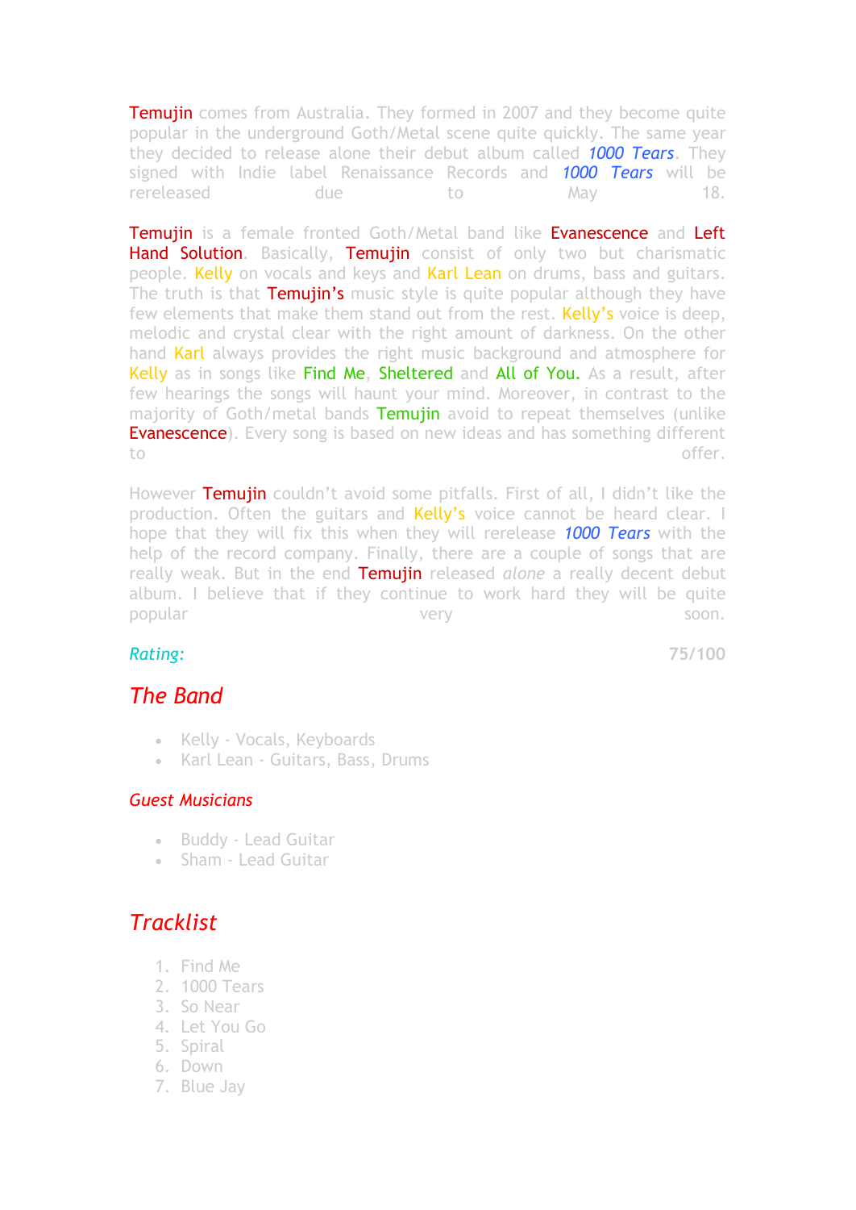Temujin comes from Australia. They formed in 2007 and they become quite popular in the underground Goth/Metal scene quite quickly. The same year they decided to release alone their debut album called *1000 Tears*. They signed with Indie label Renaissance Records and *1000 Tears* will be rereleased due to May 18.

Temujin is a female fronted Goth/Metal band like Evanescence and Left Hand Solution. Basically, Temujin consist of only two but charismatic people. Kelly on vocals and keys and Karl Lean on drums, bass and guitars. The truth is that Temujin's music style is quite popular although they have few elements that make them stand out from the rest. Kelly's voice is deep, melodic and crystal clear with the right amount of darkness. On the other hand Karl always provides the right music background and atmosphere for Kelly as in songs like Find Me, Sheltered and All of You. As a result, after few hearings the songs will haunt your mind. Moreover, in contrast to the majority of Goth/metal bands Temujin avoid to repeat themselves (unlike Evanescence). Every song is based on new ideas and has something different to offer.

However Temujin couldn't avoid some pitfalls. First of all, I didn't like the production. Often the guitars and Kelly's voice cannot be heard clear. I hope that they will fix this when they will rerelease *1000 Tears* with the help of the record company. Finally, there are a couple of songs that are really weak. But in the end Temujin released *alone* a really decent debut album. I believe that if they continue to work hard they will be quite popular very soon.

*Rating:* **75/100**

## *The Band*

- Kelly - Vocals, Keyboards
- Karl Lean - Guitars, Bass, Drums

### *Guest Musicians*

- Buddy - Lead Guitar
- Sham - Lead Guitar

## *Tracklist*

1. Find Me
2. 1000 Tears
3. So Near
4. Let You Go
5. Spiral
6. Down
7. Blue Jay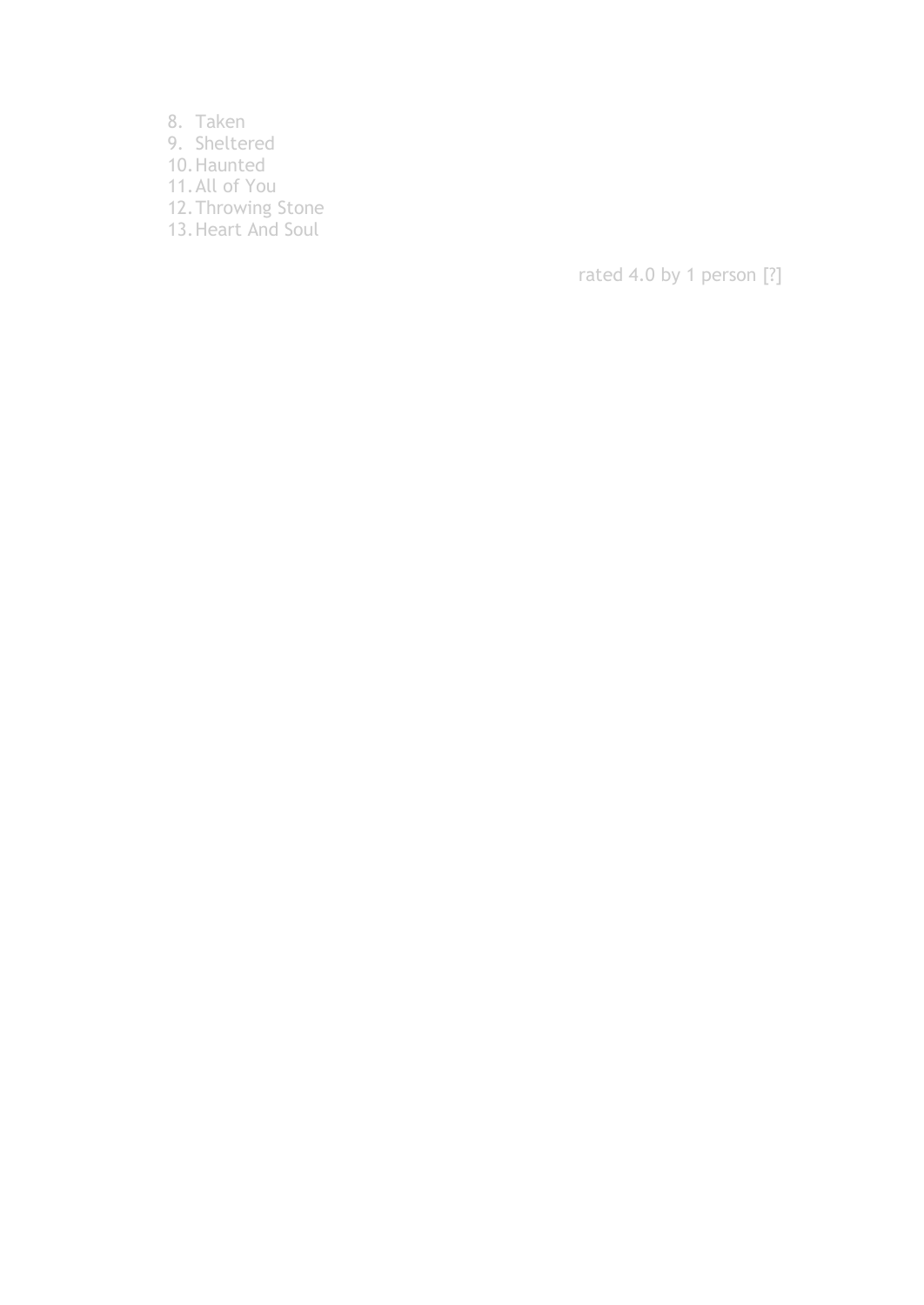8. Taken
9. Sheltered
10. Haunted
11. All of You
12. Throwing Stone
13. Heart And Soul

rated 4.0 by 1 person [?]